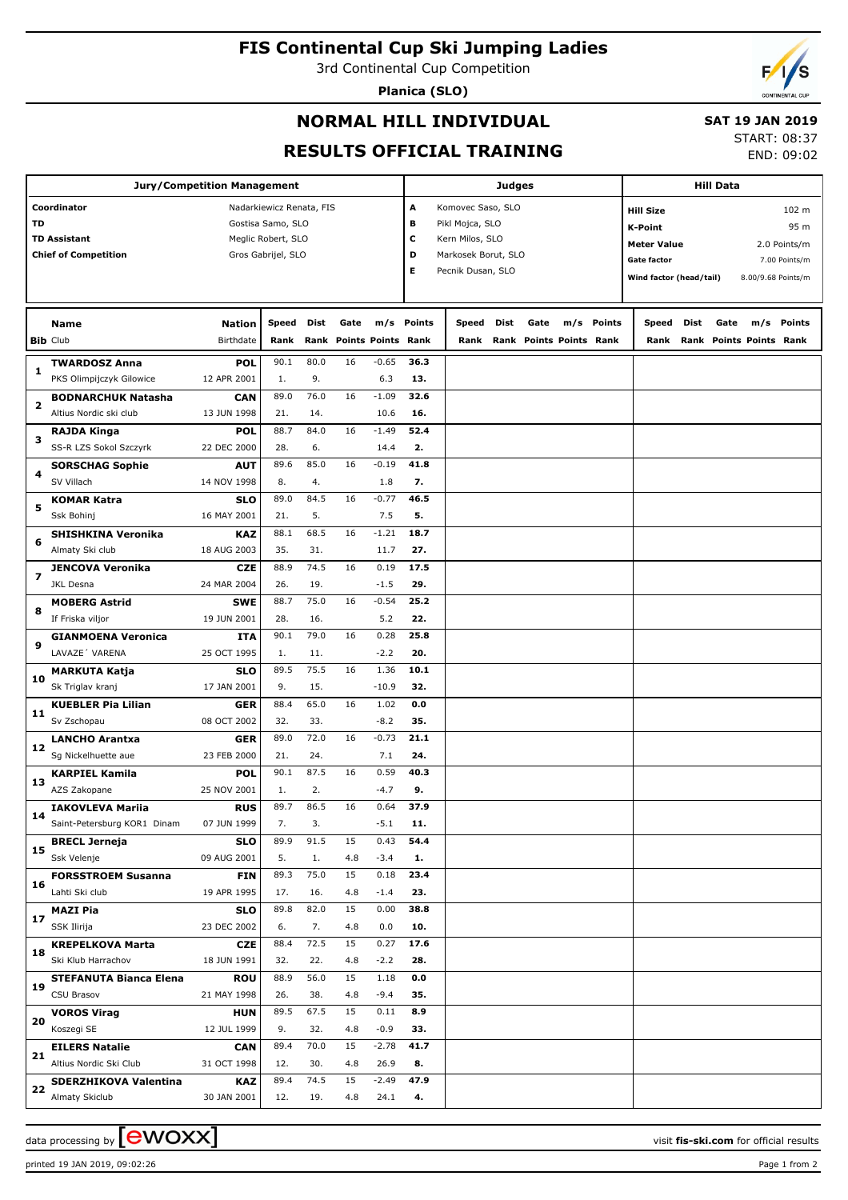# FIS Continental Cup Ski Jumping Ladies

3rd Continental Cup Competition

**Planica (SLO)**

## NORMAL HILL INDIVIDUAL

## RESULTS OFFICIAL TRAINING

**SAT 19 JAN 2019**

START: 08:37

END: 09:02

| Jury/Competition Management | |
|---|---|
| Coordinator | Nadarkiewicz Renata, FIS |
| TD | Gostisa Samo, SLO |
| TD Assistant | Meglic Robert, SLO |
| Chief of Competition | Gros Gabrijel, SLO |

| Judges | |
|---|---|
| A | Komovec Saso, SLO |
| B | Pikl Mojca, SLO |
| C | Kern Milos, SLO |
| D | Markosek Borut, SLO |
| E | Pecnik Dusan, SLO |

| Hill Data | |
|---|---|
| Hill Size | 102 m |
| K-Point | 95 m |
| Meter Value | 2.0 Points/m |
| Gate factor | 7.00 Points/m |
| Wind factor (head/tail) | 8.00/9.68 Points/m |

| Bib | Name / Club | Nation / Birthdate | Speed / Rank | Dist / Rank | Gate / Points | m/s / Points | Points / Rank | Speed / Rank | Dist / Rank | Gate / Points | m/s / Points | Points / Rank | Speed / Rank | Dist / Rank | Gate / Points | m/s / Points | Points / Rank |
|---|---|---|---|---|---|---|---|---|---|---|---|---|---|---|---|---|---|
| 1 | **TWARDOSZ Anna** | **POL** | 90.1 | 80.0 | 16 | -0.65 | **36.3** | | | | | | | | | | |
| | PKS Olimpijczyk Gilowice | 12 APR 2001 | 1. | 9. | | 6.3 | **13.** | | | | | | | | | | |
| 2 | **BODNARCHUK Natasha** | **CAN** | 89.0 | 76.0 | 16 | -1.09 | **32.6** | | | | | | | | | | |
| | Altius Nordic ski club | 13 JUN 1998 | 21. | 14. | | 10.6 | **16.** | | | | | | | | | | |
| 3 | **RAJDA Kinga** | **POL** | 88.7 | 84.0 | 16 | -1.49 | **52.4** | | | | | | | | | | |
| | SS-R LZS Sokol Szczyrk | 22 DEC 2000 | 28. | 6. | | 14.4 | **2.** | | | | | | | | | | |
| 4 | **SORSCHAG Sophie** | **AUT** | 89.6 | 85.0 | 16 | -0.19 | **41.8** | | | | | | | | | | |
| | SV Villach | 14 NOV 1998 | 8. | 4. | | 1.8 | **7.** | | | | | | | | | | |
| 5 | **KOMAR Katra** | **SLO** | 89.0 | 84.5 | 16 | -0.77 | **46.5** | | | | | | | | | | |
| | Ssk Bohinj | 16 MAY 2001 | 21. | 5. | | 7.5 | **5.** | | | | | | | | | | |
| 6 | **SHISHKINA Veronika** | **KAZ** | 88.1 | 68.5 | 16 | -1.21 | **18.7** | | | | | | | | | | |
| | Almaty Ski club | 18 AUG 2003 | 35. | 31. | | 11.7 | **27.** | | | | | | | | | | |
| 7 | **JENCOVA Veronika** | **CZE** | 88.9 | 74.5 | 16 | 0.19 | **17.5** | | | | | | | | | | |
| | JKL Desna | 24 MAR 2004 | 26. | 19. | | -1.5 | **29.** | | | | | | | | | | |
| 8 | **MOBERG Astrid** | **SWE** | 88.7 | 75.0 | 16 | -0.54 | **25.2** | | | | | | | | | | |
| | If Friska viljor | 19 JUN 2001 | 28. | 16. | | 5.2 | **22.** | | | | | | | | | | |
| 9 | **GIANMOENA Veronica** | **ITA** | 90.1 | 79.0 | 16 | 0.28 | **25.8** | | | | | | | | | | |
| | LAVAZE´ VARENA | 25 OCT 1995 | 1. | 11. | | -2.2 | **20.** | | | | | | | | | | |
| 10 | **MARKUTA Katja** | **SLO** | 89.5 | 75.5 | 16 | 1.36 | **10.1** | | | | | | | | | | |
| | Sk Triglav kranj | 17 JAN 2001 | 9. | 15. | | -10.9 | **32.** | | | | | | | | | | |
| 11 | **KUEBLER Pia Lilian** | **GER** | 88.4 | 65.0 | 16 | 1.02 | **0.0** | | | | | | | | | | |
| | Sv Zschopau | 08 OCT 2002 | 32. | 33. | | -8.2 | **35.** | | | | | | | | | | |
| 12 | **LANCHO Arantxa** | **GER** | 89.0 | 72.0 | 16 | -0.73 | **21.1** | | | | | | | | | | |
| | Sg Nickelhuette aue | 23 FEB 2000 | 21. | 24. | | 7.1 | **24.** | | | | | | | | | | |
| 13 | **KARPIEL Kamila** | **POL** | 90.1 | 87.5 | 16 | 0.59 | **40.3** | | | | | | | | | | |
| | AZS Zakopane | 25 NOV 2001 | 1. | 2. | | -4.7 | **9.** | | | | | | | | | | |
| 14 | **IAKOVLEVA Mariia** | **RUS** | 89.7 | 86.5 | 16 | 0.64 | **37.9** | | | | | | | | | | |
| | Saint-Petersburg KOR1 Dinam | 07 JUN 1999 | 7. | 3. | | -5.1 | **11.** | | | | | | | | | | |
| 15 | **BRECL Jerneja** | **SLO** | 89.9 | 91.5 | 15 | 0.43 | **54.4** | | | | | | | | | | |
| | Ssk Velenje | 09 AUG 2001 | 5. | 1. | 4.8 | -3.4 | **1.** | | | | | | | | | | |
| 16 | **FORSSTROEM Susanna** | **FIN** | 89.3 | 75.0 | 15 | 0.18 | **23.4** | | | | | | | | | | |
| | Lahti Ski club | 19 APR 1995 | 17. | 16. | 4.8 | -1.4 | **23.** | | | | | | | | | | |
| 17 | **MAZI Pia** | **SLO** | 89.8 | 82.0 | 15 | 0.00 | **38.8** | | | | | | | | | | |
| | SSK Ilirija | 23 DEC 2002 | 6. | 7. | 4.8 | 0.0 | **10.** | | | | | | | | | | |
| 18 | **KREPELKOVA Marta** | **CZE** | 88.4 | 72.5 | 15 | 0.27 | **17.6** | | | | | | | | | | |
| | Ski Klub Harrachov | 18 JUN 1991 | 32. | 22. | 4.8 | -2.2 | **28.** | | | | | | | | | | |
| 19 | **STEFANUTA Bianca Elena** | **ROU** | 88.9 | 56.0 | 15 | 1.18 | **0.0** | | | | | | | | | | |
| | CSU Brasov | 21 MAY 1998 | 26. | 38. | 4.8 | -9.4 | **35.** | | | | | | | | | | |
| 20 | **VOROS Virag** | **HUN** | 89.5 | 67.5 | 15 | 0.11 | **8.9** | | | | | | | | | | |
| | Koszegi SE | 12 JUL 1999 | 9. | 32. | 4.8 | -0.9 | **33.** | | | | | | | | | | |
| 21 | **EILERS Natalie** | **CAN** | 89.4 | 70.0 | 15 | -2.78 | **41.7** | | | | | | | | | | |
| | Altius Nordic Ski Club | 31 OCT 1998 | 12. | 30. | 4.8 | 26.9 | **8.** | | | | | | | | | | |
| 22 | **SDERZHIKOVA Valentina** | **KAZ** | 89.4 | 74.5 | 15 | -2.49 | **47.9** | | | | | | | | | | |
| | Almaty Skiclub | 30 JAN 2001 | 12. | 19. | 4.8 | 24.1 | **4.** | | | | | | | | | | |

data processing by ewoxx — visit **fis-ski.com** for official results

printed 19 JAN 2019, 09:02:26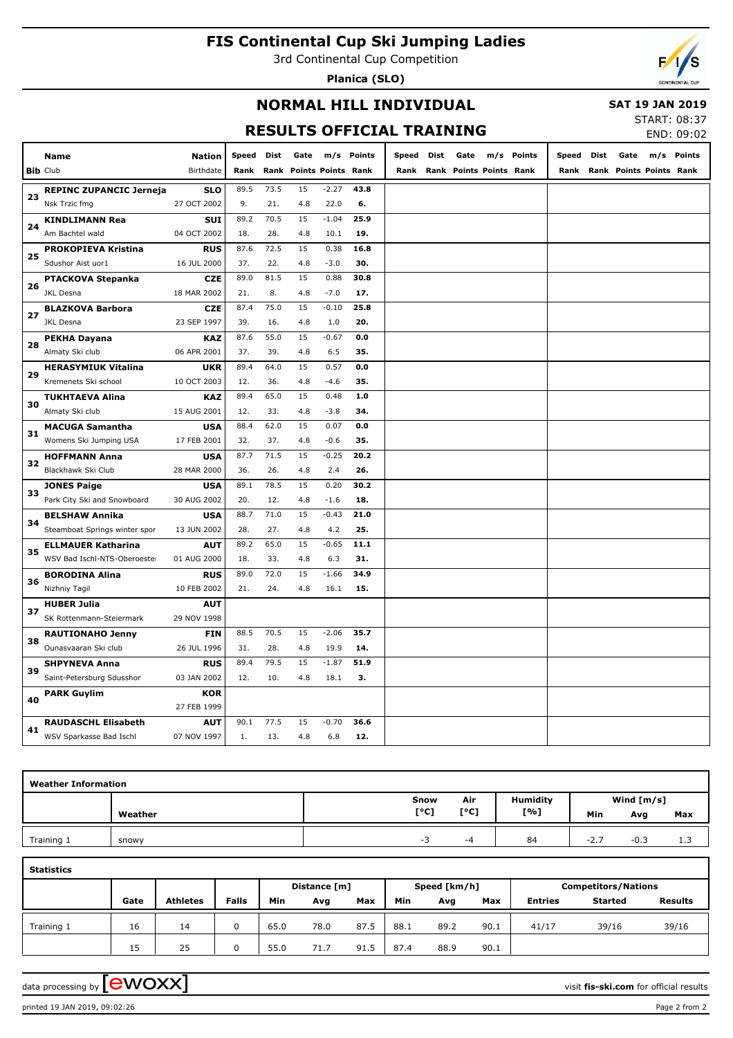# FIS Continental Cup Ski Jumping Ladies

3rd Continental Cup Competition

**Planica (SLO)**

## NORMAL HILL INDIVIDUAL

**SAT 19 JAN 2019**

START: 08:37

END: 09:02

## RESULTS OFFICIAL TRAINING

| Bib | Name / Club | Nation / Birthdate | Speed Rank | Dist Rank | Gate Points | m/s Points | Points Rank | Speed Rank | Dist Rank | Gate Points | m/s Points | Points Rank | Speed Rank | Dist Rank | Gate Points | m/s Points | Points Rank |
|---|---|---|---|---|---|---|---|---|---|---|---|---|---|---|---|---|---|
| 23 | **REPINC ZUPANCIC Jerneja** | **SLO** | 89.5 | 73.5 | 15 | -2.27 | **43.8** | | | | | | | | | | |
| | Nsk Trzic fmg | 27 OCT 2002 | 9. | 21. | 4.8 | 22.0 | **6.** | | | | | | | | | | |
| 24 | **KINDLIMANN Rea** | **SUI** | 89.2 | 70.5 | 15 | -1.04 | **25.9** | | | | | | | | | | |
| | Am Bachtel wald | 04 OCT 2002 | 18. | 28. | 4.8 | 10.1 | **19.** | | | | | | | | | | |
| 25 | **PROKOPIEVA Kristina** | **RUS** | 87.6 | 72.5 | 15 | 0.38 | **16.8** | | | | | | | | | | |
| | Sdushor Aist uor1 | 16 JUL 2000 | 37. | 22. | 4.8 | -3.0 | **30.** | | | | | | | | | | |
| 26 | **PTACKOVA Stepanka** | **CZE** | 89.0 | 81.5 | 15 | 0.88 | **30.8** | | | | | | | | | | |
| | JKL Desna | 18 MAR 2002 | 21. | 8. | 4.8 | -7.0 | **17.** | | | | | | | | | | |
| 27 | **BLAZKOVA Barbora** | **CZE** | 87.4 | 75.0 | 15 | -0.10 | **25.8** | | | | | | | | | | |
| | JKL Desna | 23 SEP 1997 | 39. | 16. | 4.8 | 1.0 | **20.** | | | | | | | | | | |
| 28 | **PEKHA Dayana** | **KAZ** | 87.6 | 55.0 | 15 | -0.67 | **0.0** | | | | | | | | | | |
| | Almaty Ski club | 06 APR 2001 | 37. | 39. | 4.8 | 6.5 | **35.** | | | | | | | | | | |
| 29 | **HERASYMIUK Vitalina** | **UKR** | 89.4 | 64.0 | 15 | 0.57 | **0.0** | | | | | | | | | | |
| | Kremenets Ski school | 10 OCT 2003 | 12. | 36. | 4.8 | -4.6 | **35.** | | | | | | | | | | |
| 30 | **TUKHTAEVA Alina** | **KAZ** | 89.4 | 65.0 | 15 | 0.48 | **1.0** | | | | | | | | | | |
| | Almaty Ski club | 15 AUG 2001 | 12. | 33. | 4.8 | -3.8 | **34.** | | | | | | | | | | |
| 31 | **MACUGA Samantha** | **USA** | 88.4 | 62.0 | 15 | 0.07 | **0.0** | | | | | | | | | | |
| | Womens Ski Jumping USA | 17 FEB 2001 | 32. | 37. | 4.8 | -0.6 | **35.** | | | | | | | | | | |
| 32 | **HOFFMANN Anna** | **USA** | 87.7 | 71.5 | 15 | -0.25 | **20.2** | | | | | | | | | | |
| | Blackhawk Ski Club | 28 MAR 2000 | 36. | 26. | 4.8 | 2.4 | **26.** | | | | | | | | | | |
| 33 | **JONES Paige** | **USA** | 89.1 | 78.5 | 15 | 0.20 | **30.2** | | | | | | | | | | |
| | Park City Ski and Snowboard | 30 AUG 2002 | 20. | 12. | 4.8 | -1.6 | **18.** | | | | | | | | | | |
| 34 | **BELSHAW Annika** | **USA** | 88.7 | 71.0 | 15 | -0.43 | **21.0** | | | | | | | | | | |
| | Steamboat Springs winter spor | 13 JUN 2002 | 28. | 27. | 4.8 | 4.2 | **25.** | | | | | | | | | | |
| 35 | **ELLMAUER Katharina** | **AUT** | 89.2 | 65.0 | 15 | -0.65 | **11.1** | | | | | | | | | | |
| | WSV Bad Ischl-NTS-Oberoeste | 01 AUG 2000 | 18. | 33. | 4.8 | 6.3 | **31.** | | | | | | | | | | |
| 36 | **BORODINA Alina** | **RUS** | 89.0 | 72.0 | 15 | -1.66 | **34.9** | | | | | | | | | | |
| | Nizhniy Tagil | 10 FEB 2002 | 21. | 24. | 4.8 | 16.1 | **15.** | | | | | | | | | | |
| 37 | **HUBER Julia** | **AUT** | | | | | | | | | | | | | | | |
| | SK Rottenmann-Steiermark | 29 NOV 1998 | | | | | | | | | | | | | | | |
| 38 | **RAUTIONAHO Jenny** | **FIN** | 88.5 | 70.5 | 15 | -2.06 | **35.7** | | | | | | | | | | |
| | Ounasvaaran Ski club | 26 JUL 1996 | 31. | 28. | 4.8 | 19.9 | **14.** | | | | | | | | | | |
| 39 | **SHPYNEVA Anna** | **RUS** | 89.4 | 79.5 | 15 | -1.87 | **51.9** | | | | | | | | | | |
| | Saint-Petersburg Sdusshor | 03 JAN 2002 | 12. | 10. | 4.8 | 18.1 | **3.** | | | | | | | | | | |
| 40 | **PARK Guylim** | **KOR** | | | | | | | | | | | | | | | |
| | | 27 FEB 1999 | | | | | | | | | | | | | | | |
| 41 | **RAUDASCHL Elisabeth** | **AUT** | 90.1 | 77.5 | 15 | -0.70 | **36.6** | | | | | | | | | | |
| | WSV Sparkasse Bad Ischl | 07 NOV 1997 | 1. | 13. | 4.8 | 6.8 | **12.** | | | | | | | | | | |

**Weather Information**

| | Weather | Snow [°C] | Air [°C] | Humidity [%] | Wind [m/s] Min | Avg | Max |
|---|---|---|---|---|---|---|---|
| Training 1 | snowy | -3 | -4 | 84 | -2.7 | -0.3 | 1.3 |

**Statistics**

| | Gate | Athletes | Falls | Distance [m] Min | Avg | Max | Speed [km/h] Min | Avg | Max | Competitors/Nations Entries | Started | Results |
|---|---|---|---|---|---|---|---|---|---|---|---|---|
| Training 1 | 16 | 14 | 0 | 65.0 | 78.0 | 87.5 | 88.1 | 89.2 | 90.1 | 41/17 | 39/16 | 39/16 |
| | 15 | 25 | 0 | 55.0 | 71.7 | 91.5 | 87.4 | 88.9 | 90.1 | | | |

data processing by ewoxx

visit **fis-ski.com** for official results

printed 19 JAN 2019, 09:02:26